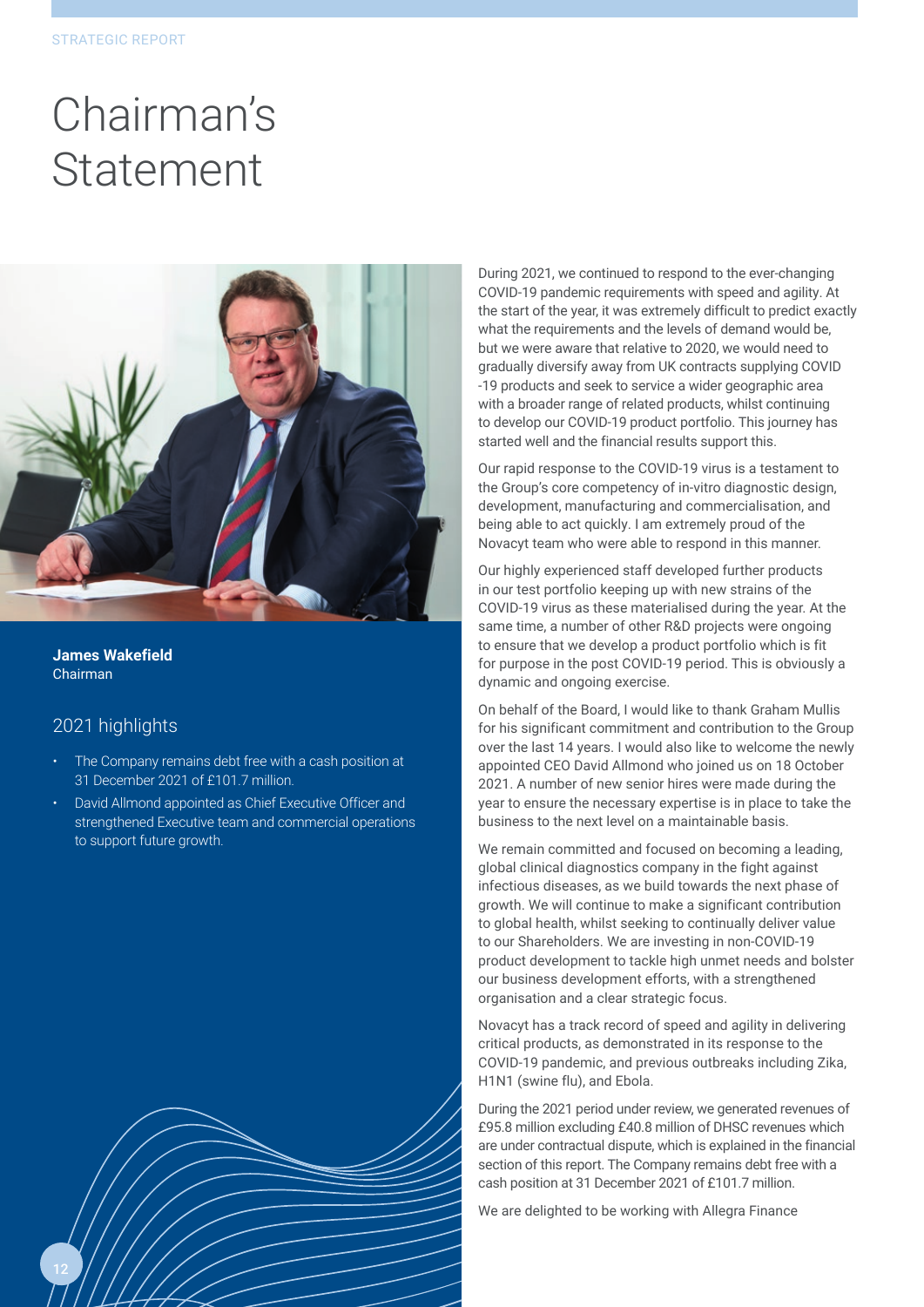# Chairman's Statement

**James Wakefield**
Chairman

## 2021 highlights

- The Company remains debt free with a cash position at 31 December 2021 of £101.7 million.
- David Allmond appointed as Chief Executive Officer and strengthened Executive team and commercial operations to support future growth.

During 2021, we continued to respond to the ever-changing COVID-19 pandemic requirements with speed and agility. At the start of the year, it was extremely difficult to predict exactly what the requirements and the levels of demand would be, but we were aware that relative to 2020, we would need to gradually diversify away from UK contracts supplying COVID -19 products and seek to service a wider geographic area with a broader range of related products, whilst continuing to develop our COVID-19 product portfolio. This journey has started well and the financial results support this.

Our rapid response to the COVID-19 virus is a testament to the Group's core competency of in-vitro diagnostic design, development, manufacturing and commercialisation, and being able to act quickly. I am extremely proud of the Novacyt team who were able to respond in this manner.

Our highly experienced staff developed further products in our test portfolio keeping up with new strains of the COVID-19 virus as these materialised during the year. At the same time, a number of other R&D projects were ongoing to ensure that we develop a product portfolio which is fit for purpose in the post COVID-19 period. This is obviously a dynamic and ongoing exercise.

On behalf of the Board, I would like to thank Graham Mullis for his significant commitment and contribution to the Group over the last 14 years. I would also like to welcome the newly appointed CEO David Allmond who joined us on 18 October 2021. A number of new senior hires were made during the year to ensure the necessary expertise is in place to take the business to the next level on a maintainable basis.

We remain committed and focused on becoming a leading, global clinical diagnostics company in the fight against infectious diseases, as we build towards the next phase of growth. We will continue to make a significant contribution to global health, whilst seeking to continually deliver value to our Shareholders. We are investing in non-COVID-19 product development to tackle high unmet needs and bolster our business development efforts, with a strengthened organisation and a clear strategic focus.

Novacyt has a track record of speed and agility in delivering critical products, as demonstrated in its response to the COVID-19 pandemic, and previous outbreaks including Zika, H1N1 (swine flu), and Ebola.

During the 2021 period under review, we generated revenues of £95.8 million excluding £40.8 million of DHSC revenues which are under contractual dispute, which is explained in the financial section of this report. The Company remains debt free with a cash position at 31 December 2021 of £101.7 million.

We are delighted to be working with Allegra Finance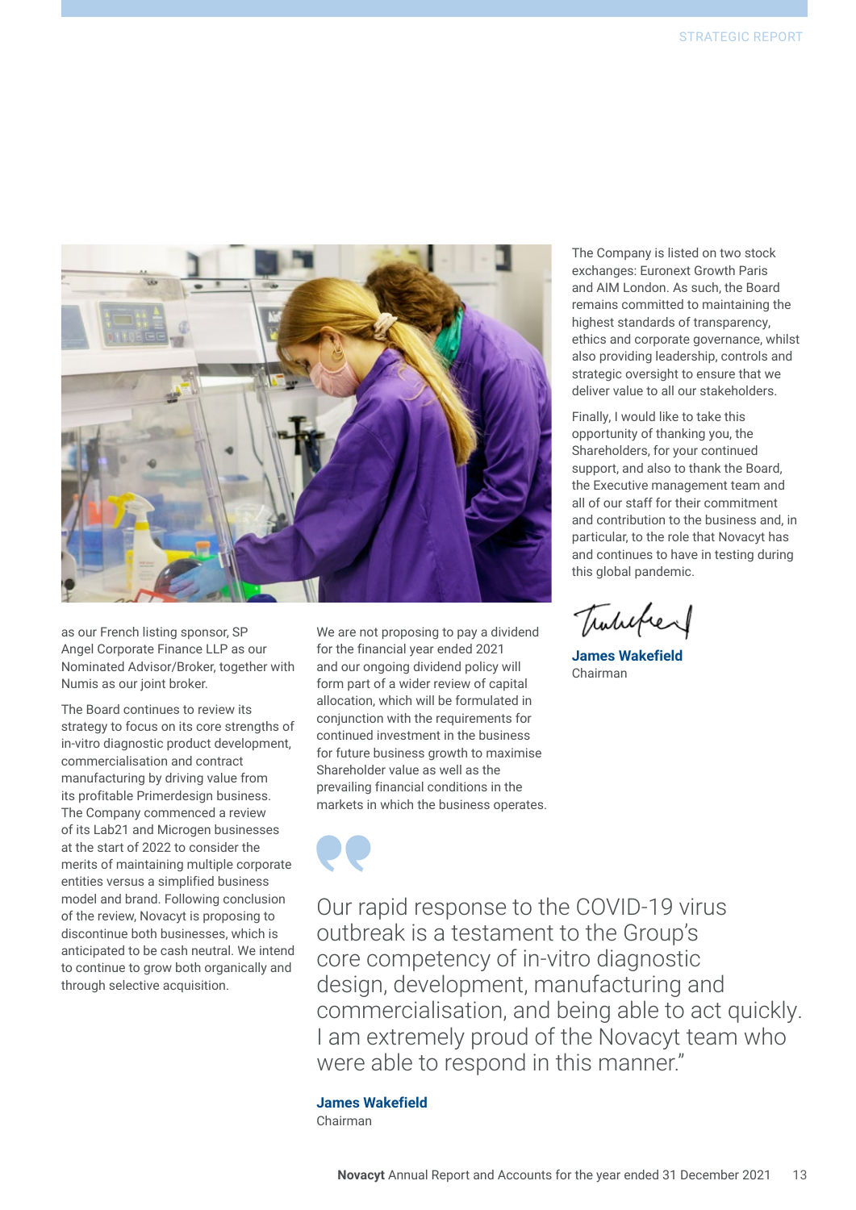as our French listing sponsor, SP Angel Corporate Finance LLP as our Nominated Advisor/Broker, together with Numis as our joint broker.

The Board continues to review its strategy to focus on its core strengths of in-vitro diagnostic product development, commercialisation and contract manufacturing by driving value from its profitable Primerdesign business. The Company commenced a review of its Lab21 and Microgen businesses at the start of 2022 to consider the merits of maintaining multiple corporate entities versus a simplified business model and brand. Following conclusion of the review, Novacyt is proposing to discontinue both businesses, which is anticipated to be cash neutral. We intend to continue to grow both organically and through selective acquisition.

We are not proposing to pay a dividend for the financial year ended 2021 and our ongoing dividend policy will form part of a wider review of capital allocation, which will be formulated in conjunction with the requirements for continued investment in the business for future business growth to maximise Shareholder value as well as the prevailing financial conditions in the markets in which the business operates.

> Our rapid response to the COVID-19 virus outbreak is a testament to the Group's core competency of in-vitro diagnostic design, development, manufacturing and commercialisation, and being able to act quickly. I am extremely proud of the Novacyt team who were able to respond in this manner."
>
> **James Wakefield**
> Chairman

The Company is listed on two stock exchanges: Euronext Growth Paris and AIM London. As such, the Board remains committed to maintaining the highest standards of transparency, ethics and corporate governance, whilst also providing leadership, controls and strategic oversight to ensure that we deliver value to all our stakeholders.

Finally, I would like to take this opportunity of thanking you, the Shareholders, for your continued support, and also to thank the Board, the Executive management team and all of our staff for their commitment and contribution to the business and, in particular, to the role that Novacyt has and continues to have in testing during this global pandemic.

**James Wakefield**
Chairman